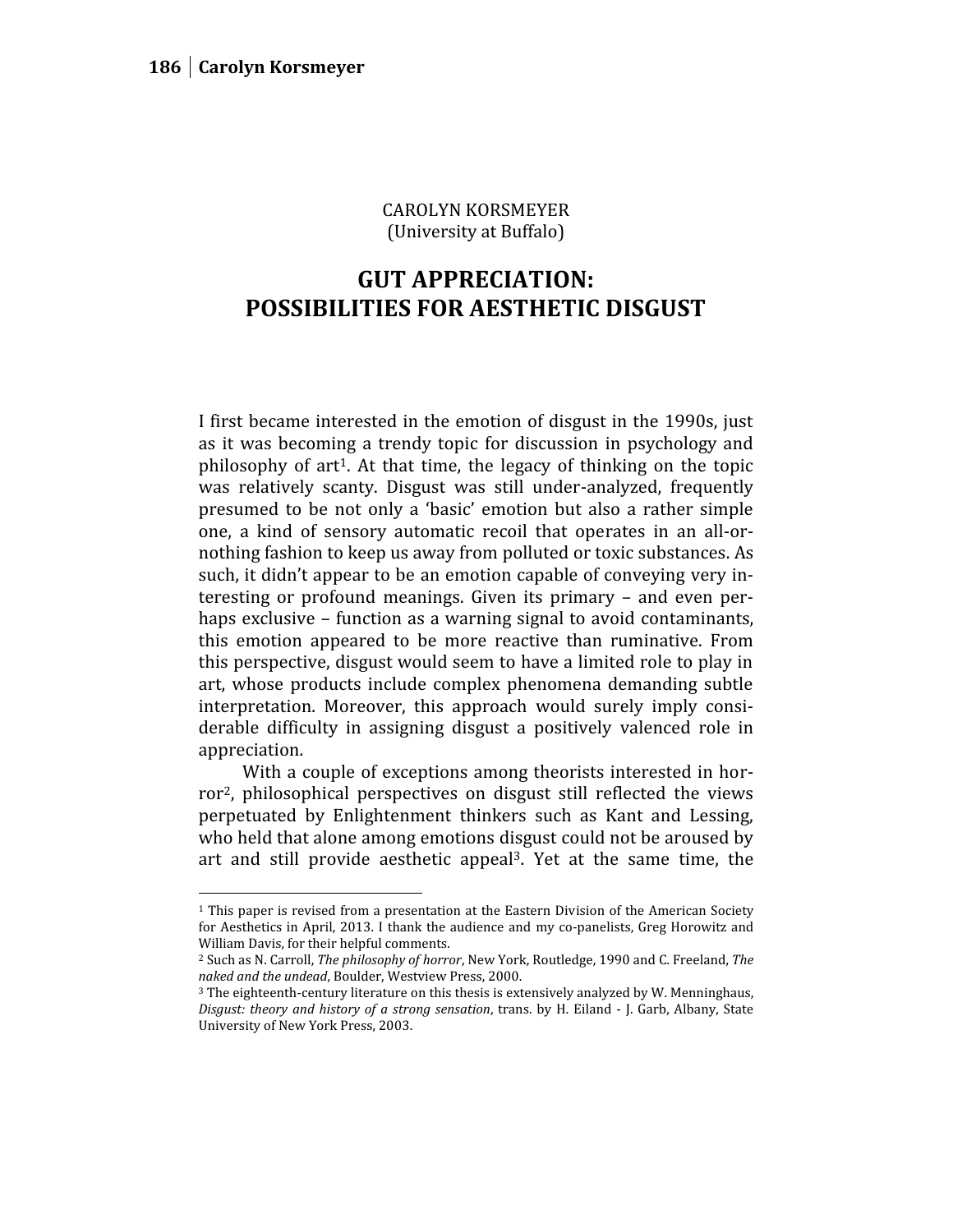CAROLYN KORSMEYER
(University at Buffalo)

# GUT APPRECIATION: POSSIBILITIES FOR AESTHETIC DISGUST

I first became interested in the emotion of disgust in the 1990s, just as it was becoming a trendy topic for discussion in psychology and philosophy of art[1]. At that time, the legacy of thinking on the topic was relatively scanty. Disgust was still under-analyzed, frequently presumed to be not only a 'basic' emotion but also a rather simple one, a kind of sensory automatic recoil that operates in an all-or-nothing fashion to keep us away from polluted or toxic substances. As such, it didn't appear to be an emotion capable of conveying very interesting or profound meanings. Given its primary – and even perhaps exclusive – function as a warning signal to avoid contaminants, this emotion appeared to be more reactive than ruminative. From this perspective, disgust would seem to have a limited role to play in art, whose products include complex phenomena demanding subtle interpretation. Moreover, this approach would surely imply considerable difficulty in assigning disgust a positively valenced role in appreciation.

With a couple of exceptions among theorists interested in horror[2], philosophical perspectives on disgust still reflected the views perpetuated by Enlightenment thinkers such as Kant and Lessing, who held that alone among emotions disgust could not be aroused by art and still provide aesthetic appeal[3]. Yet at the same time, the

---

[1] This paper is revised from a presentation at the Eastern Division of the American Society for Aesthetics in April, 2013. I thank the audience and my co-panelists, Greg Horowitz and William Davis, for their helpful comments.

[2] Such as N. Carroll, *The philosophy of horror*, New York, Routledge, 1990 and C. Freeland, *The naked and the undead*, Boulder, Westview Press, 2000.

[3] The eighteenth-century literature on this thesis is extensively analyzed by W. Menninghaus, *Disgust: theory and history of a strong sensation*, trans. by H. Eiland - J. Garb, Albany, State University of New York Press, 2003.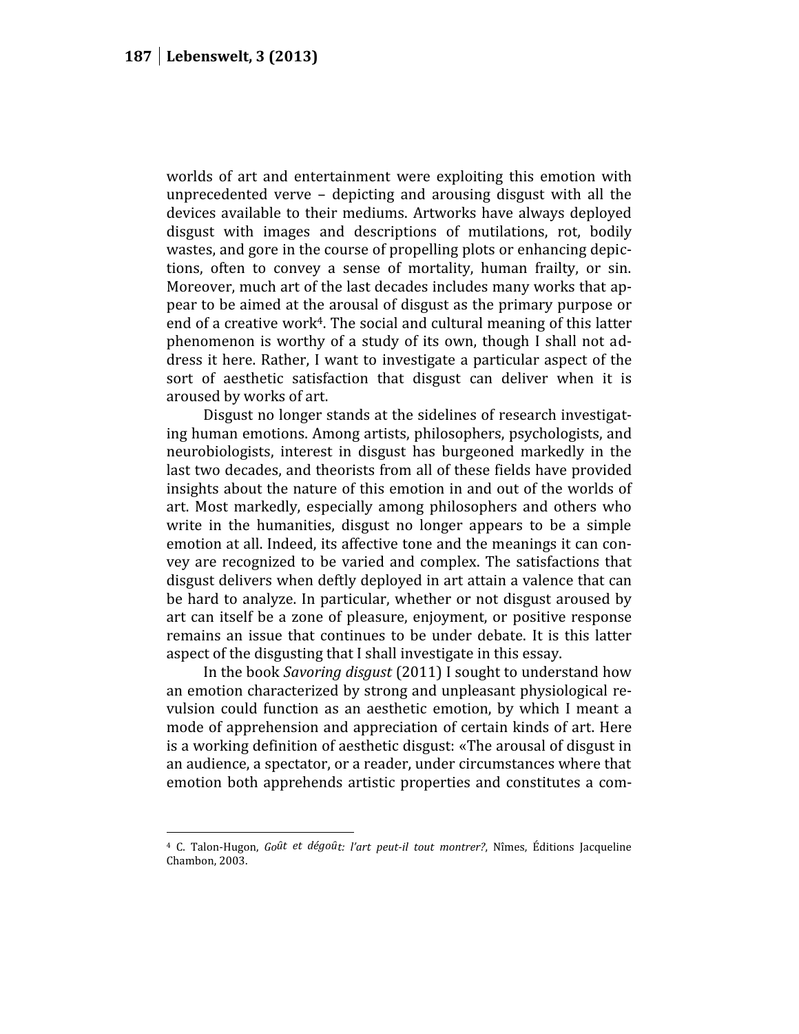worlds of art and entertainment were exploiting this emotion with unprecedented verve – depicting and arousing disgust with all the devices available to their mediums. Artworks have always deployed disgust with images and descriptions of mutilations, rot, bodily wastes, and gore in the course of propelling plots or enhancing depictions, often to convey a sense of mortality, human frailty, or sin. Moreover, much art of the last decades includes many works that appear to be aimed at the arousal of disgust as the primary purpose or end of a creative work[4]. The social and cultural meaning of this latter phenomenon is worthy of a study of its own, though I shall not address it here. Rather, I want to investigate a particular aspect of the sort of aesthetic satisfaction that disgust can deliver when it is aroused by works of art.

Disgust no longer stands at the sidelines of research investigating human emotions. Among artists, philosophers, psychologists, and neurobiologists, interest in disgust has burgeoned markedly in the last two decades, and theorists from all of these fields have provided insights about the nature of this emotion in and out of the worlds of art. Most markedly, especially among philosophers and others who write in the humanities, disgust no longer appears to be a simple emotion at all. Indeed, its affective tone and the meanings it can convey are recognized to be varied and complex. The satisfactions that disgust delivers when deftly deployed in art attain a valence that can be hard to analyze. In particular, whether or not disgust aroused by art can itself be a zone of pleasure, enjoyment, or positive response remains an issue that continues to be under debate. It is this latter aspect of the disgusting that I shall investigate in this essay.

In the book *Savoring disgust* (2011) I sought to understand how an emotion characterized by strong and unpleasant physiological revulsion could function as an aesthetic emotion, by which I meant a mode of apprehension and appreciation of certain kinds of art. Here is a working definition of aesthetic disgust: «The arousal of disgust in an audience, a spectator, or a reader, under circumstances where that emotion both apprehends artistic properties and constitutes a com-

---

[4] C. Talon-Hugon, *Goût et dégoût: l'art peut-il tout montrer?*, Nîmes, Éditions Jacqueline Chambon, 2003.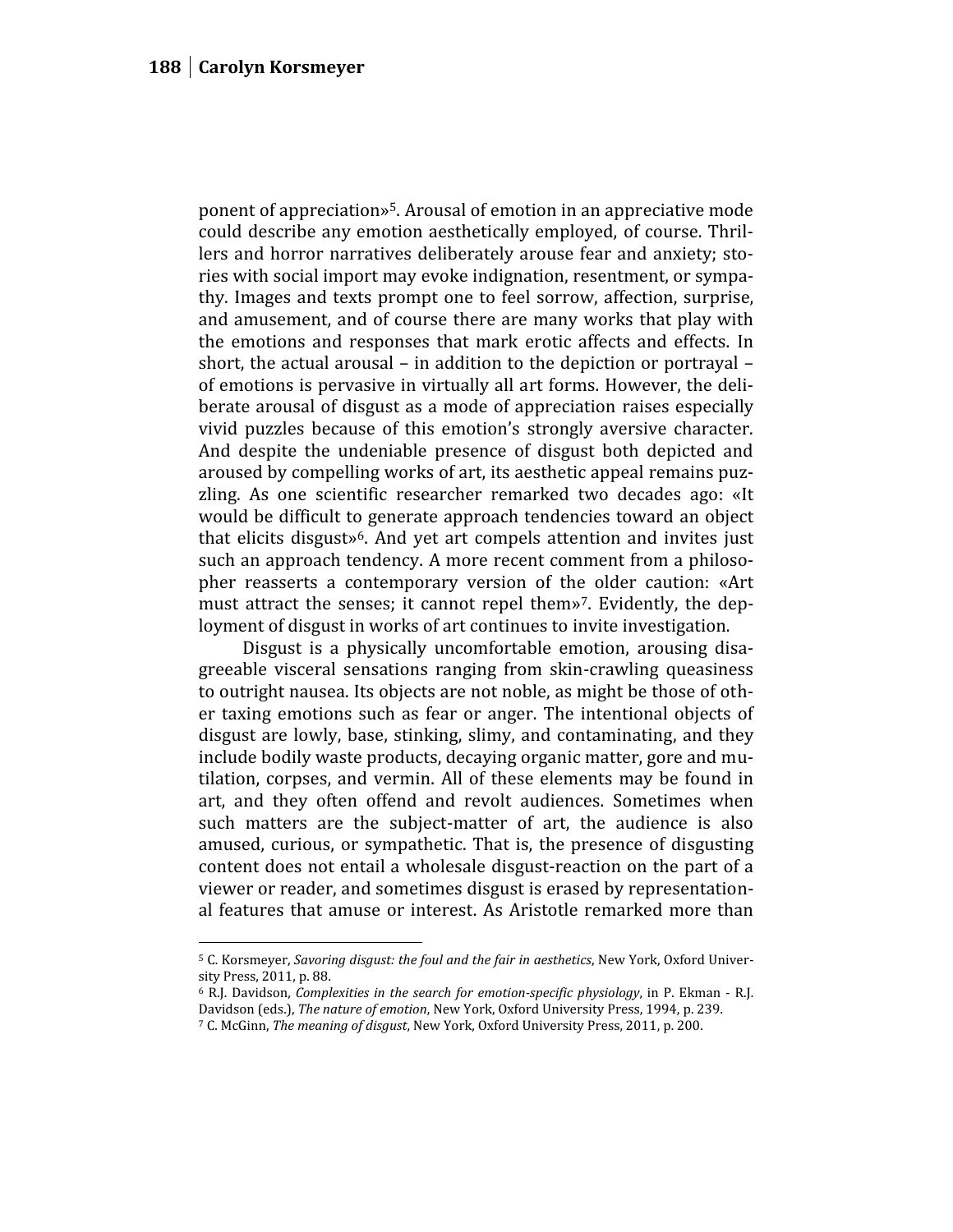ponent of appreciation»[5]. Arousal of emotion in an appreciative mode could describe any emotion aesthetically employed, of course. Thrillers and horror narratives deliberately arouse fear and anxiety; stories with social import may evoke indignation, resentment, or sympathy. Images and texts prompt one to feel sorrow, affection, surprise, and amusement, and of course there are many works that play with the emotions and responses that mark erotic affects and effects. In short, the actual arousal – in addition to the depiction or portrayal – of emotions is pervasive in virtually all art forms. However, the deliberate arousal of disgust as a mode of appreciation raises especially vivid puzzles because of this emotion's strongly aversive character. And despite the undeniable presence of disgust both depicted and aroused by compelling works of art, its aesthetic appeal remains puzzling. As one scientific researcher remarked two decades ago: «It would be difficult to generate approach tendencies toward an object that elicits disgust»[6]. And yet art compels attention and invites just such an approach tendency. A more recent comment from a philosopher reasserts a contemporary version of the older caution: «Art must attract the senses; it cannot repel them»[7]. Evidently, the deployment of disgust in works of art continues to invite investigation.

Disgust is a physically uncomfortable emotion, arousing disagreeable visceral sensations ranging from skin-crawling queasiness to outright nausea. Its objects are not noble, as might be those of other taxing emotions such as fear or anger. The intentional objects of disgust are lowly, base, stinking, slimy, and contaminating, and they include bodily waste products, decaying organic matter, gore and mutilation, corpses, and vermin. All of these elements may be found in art, and they often offend and revolt audiences. Sometimes when such matters are the subject-matter of art, the audience is also amused, curious, or sympathetic. That is, the presence of disgusting content does not entail a wholesale disgust-reaction on the part of a viewer or reader, and sometimes disgust is erased by representational features that amuse or interest. As Aristotle remarked more than

---

[5] C. Korsmeyer, *Savoring disgust: the foul and the fair in aesthetics*, New York, Oxford University Press, 2011, p. 88.

[6] R.J. Davidson, *Complexities in the search for emotion-specific physiology*, in P. Ekman - R.J. Davidson (eds.), *The nature of emotion*, New York, Oxford University Press, 1994, p. 239.

[7] C. McGinn, *The meaning of disgust*, New York, Oxford University Press, 2011, p. 200.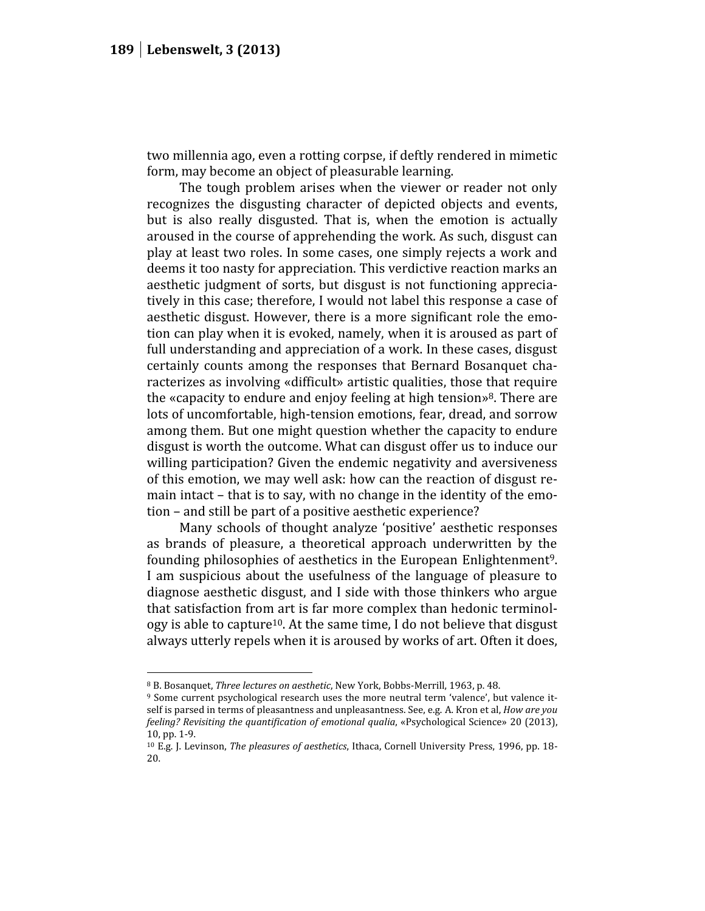two millennia ago, even a rotting corpse, if deftly rendered in mimetic form, may become an object of pleasurable learning.

The tough problem arises when the viewer or reader not only recognizes the disgusting character of depicted objects and events, but is also really disgusted. That is, when the emotion is actually aroused in the course of apprehending the work. As such, disgust can play at least two roles. In some cases, one simply rejects a work and deems it too nasty for appreciation. This verdictive reaction marks an aesthetic judgment of sorts, but disgust is not functioning appreciatively in this case; therefore, I would not label this response a case of aesthetic disgust. However, there is a more significant role the emotion can play when it is evoked, namely, when it is aroused as part of full understanding and appreciation of a work. In these cases, disgust certainly counts among the responses that Bernard Bosanquet characterizes as involving «difficult» artistic qualities, those that require the «capacity to endure and enjoy feeling at high tension»[8]. There are lots of uncomfortable, high-tension emotions, fear, dread, and sorrow among them. But one might question whether the capacity to endure disgust is worth the outcome. What can disgust offer us to induce our willing participation? Given the endemic negativity and aversiveness of this emotion, we may well ask: how can the reaction of disgust remain intact – that is to say, with no change in the identity of the emotion – and still be part of a positive aesthetic experience?

Many schools of thought analyze 'positive' aesthetic responses as brands of pleasure, a theoretical approach underwritten by the founding philosophies of aesthetics in the European Enlightenment[9]. I am suspicious about the usefulness of the language of pleasure to diagnose aesthetic disgust, and I side with those thinkers who argue that satisfaction from art is far more complex than hedonic terminology is able to capture[10]. At the same time, I do not believe that disgust always utterly repels when it is aroused by works of art. Often it does,

---

[8] B. Bosanquet, *Three lectures on aesthetic*, New York, Bobbs-Merrill, 1963, p. 48.

[9] Some current psychological research uses the more neutral term 'valence', but valence itself is parsed in terms of pleasantness and unpleasantness. See, e.g. A. Kron et al, *How are you feeling? Revisiting the quantification of emotional qualia*, «Psychological Science» 20 (2013), 10, pp. 1-9.

[10] E.g. J. Levinson, *The pleasures of aesthetics*, Ithaca, Cornell University Press, 1996, pp. 18-20.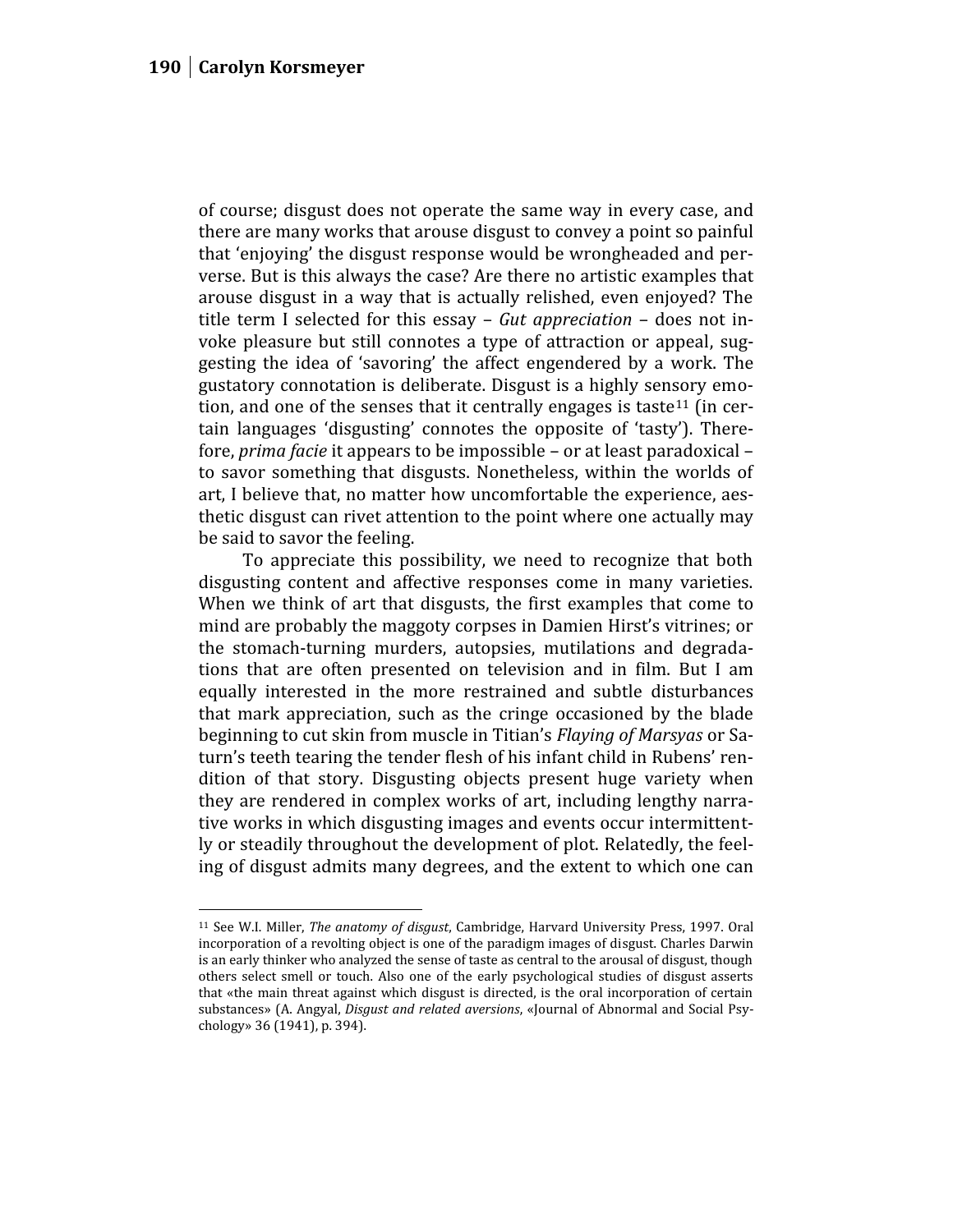of course; disgust does not operate the same way in every case, and there are many works that arouse disgust to convey a point so painful that 'enjoying' the disgust response would be wrongheaded and perverse. But is this always the case? Are there no artistic examples that arouse disgust in a way that is actually relished, even enjoyed? The title term I selected for this essay – *Gut appreciation* – does not invoke pleasure but still connotes a type of attraction or appeal, suggesting the idea of 'savoring' the affect engendered by a work. The gustatory connotation is deliberate. Disgust is a highly sensory emotion, and one of the senses that it centrally engages is taste[11] (in certain languages 'disgusting' connotes the opposite of 'tasty'). Therefore, *prima facie* it appears to be impossible – or at least paradoxical – to savor something that disgusts. Nonetheless, within the worlds of art, I believe that, no matter how uncomfortable the experience, aesthetic disgust can rivet attention to the point where one actually may be said to savor the feeling.

To appreciate this possibility, we need to recognize that both disgusting content and affective responses come in many varieties. When we think of art that disgusts, the first examples that come to mind are probably the maggoty corpses in Damien Hirst's vitrines; or the stomach-turning murders, autopsies, mutilations and degradations that are often presented on television and in film. But I am equally interested in the more restrained and subtle disturbances that mark appreciation, such as the cringe occasioned by the blade beginning to cut skin from muscle in Titian's *Flaying of Marsyas* or Saturn's teeth tearing the tender flesh of his infant child in Rubens' rendition of that story. Disgusting objects present huge variety when they are rendered in complex works of art, including lengthy narrative works in which disgusting images and events occur intermittently or steadily throughout the development of plot. Relatedly, the feeling of disgust admits many degrees, and the extent to which one can

[11] See W.I. Miller, *The anatomy of disgust*, Cambridge, Harvard University Press, 1997. Oral incorporation of a revolting object is one of the paradigm images of disgust. Charles Darwin is an early thinker who analyzed the sense of taste as central to the arousal of disgust, though others select smell or touch. Also one of the early psychological studies of disgust asserts that «the main threat against which disgust is directed, is the oral incorporation of certain substances» (A. Angyal, *Disgust and related aversions*, «Journal of Abnormal and Social Psychology» 36 (1941), p. 394).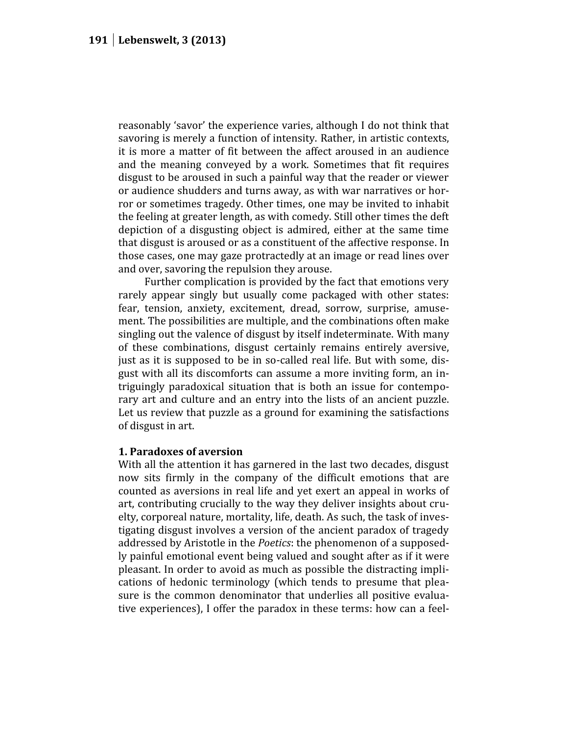reasonably 'savor' the experience varies, although I do not think that savoring is merely a function of intensity. Rather, in artistic contexts, it is more a matter of fit between the affect aroused in an audience and the meaning conveyed by a work. Sometimes that fit requires disgust to be aroused in such a painful way that the reader or viewer or audience shudders and turns away, as with war narratives or horror or sometimes tragedy. Other times, one may be invited to inhabit the feeling at greater length, as with comedy. Still other times the deft depiction of a disgusting object is admired, either at the same time that disgust is aroused or as a constituent of the affective response. In those cases, one may gaze protractedly at an image or read lines over and over, savoring the repulsion they arouse.

Further complication is provided by the fact that emotions very rarely appear singly but usually come packaged with other states: fear, tension, anxiety, excitement, dread, sorrow, surprise, amusement. The possibilities are multiple, and the combinations often make singling out the valence of disgust by itself indeterminate. With many of these combinations, disgust certainly remains entirely aversive, just as it is supposed to be in so-called real life. But with some, disgust with all its discomforts can assume a more inviting form, an intriguingly paradoxical situation that is both an issue for contemporary art and culture and an entry into the lists of an ancient puzzle. Let us review that puzzle as a ground for examining the satisfactions of disgust in art.

## 1. Paradoxes of aversion

With all the attention it has garnered in the last two decades, disgust now sits firmly in the company of the difficult emotions that are counted as aversions in real life and yet exert an appeal in works of art, contributing crucially to the way they deliver insights about cruelty, corporeal nature, mortality, life, death. As such, the task of investigating disgust involves a version of the ancient paradox of tragedy addressed by Aristotle in the *Poetics*: the phenomenon of a supposedly painful emotional event being valued and sought after as if it were pleasant. In order to avoid as much as possible the distracting implications of hedonic terminology (which tends to presume that pleasure is the common denominator that underlies all positive evaluative experiences), I offer the paradox in these terms: how can a feel-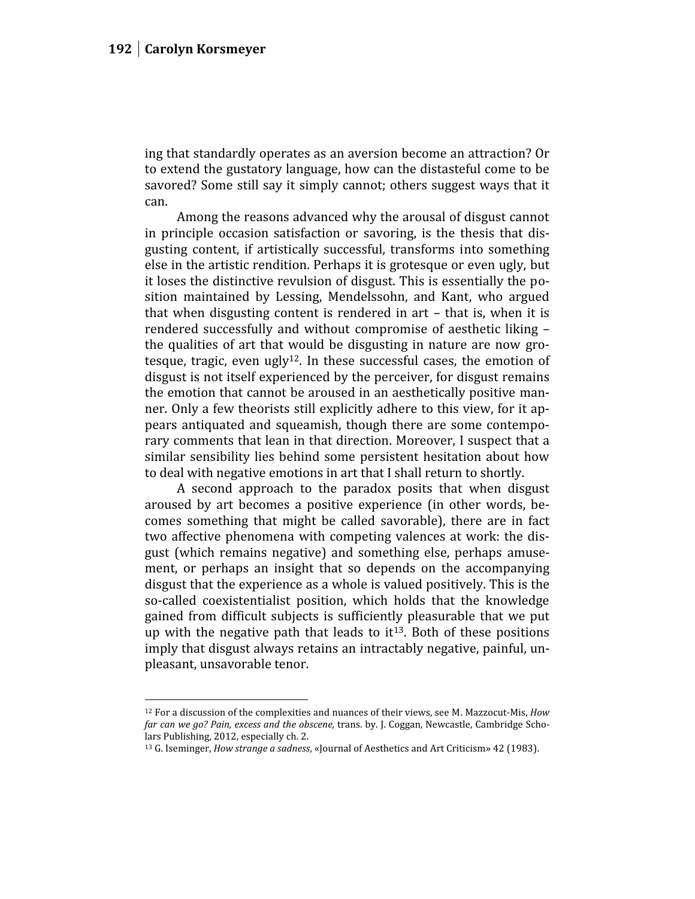ing that standardly operates as an aversion become an attraction? Or to extend the gustatory language, how can the distasteful come to be savored? Some still say it simply cannot; others suggest ways that it can.

Among the reasons advanced why the arousal of disgust cannot in principle occasion satisfaction or savoring, is the thesis that disgusting content, if artistically successful, transforms into something else in the artistic rendition. Perhaps it is grotesque or even ugly, but it loses the distinctive revulsion of disgust. This is essentially the position maintained by Lessing, Mendelssohn, and Kant, who argued that when disgusting content is rendered in art – that is, when it is rendered successfully and without compromise of aesthetic liking – the qualities of art that would be disgusting in nature are now grotesque, tragic, even ugly[12]. In these successful cases, the emotion of disgust is not itself experienced by the perceiver, for disgust remains the emotion that cannot be aroused in an aesthetically positive manner. Only a few theorists still explicitly adhere to this view, for it appears antiquated and squeamish, though there are some contemporary comments that lean in that direction. Moreover, I suspect that a similar sensibility lies behind some persistent hesitation about how to deal with negative emotions in art that I shall return to shortly.

A second approach to the paradox posits that when disgust aroused by art becomes a positive experience (in other words, becomes something that might be called savorable), there are in fact two affective phenomena with competing valences at work: the disgust (which remains negative) and something else, perhaps amusement, or perhaps an insight that so depends on the accompanying disgust that the experience as a whole is valued positively. This is the so-called coexistentialist position, which holds that the knowledge gained from difficult subjects is sufficiently pleasurable that we put up with the negative path that leads to it[13]. Both of these positions imply that disgust always retains an intractably negative, painful, unpleasant, unsavorable tenor.

---

[12] For a discussion of the complexities and nuances of their views, see M. Mazzocut-Mis, *How far can we go? Pain, excess and the obscene,* trans. by. J. Coggan, Newcastle, Cambridge Scholars Publishing, 2012, especially ch. 2.

[13] G. Iseminger, *How strange a sadness*, «Journal of Aesthetics and Art Criticism» 42 (1983).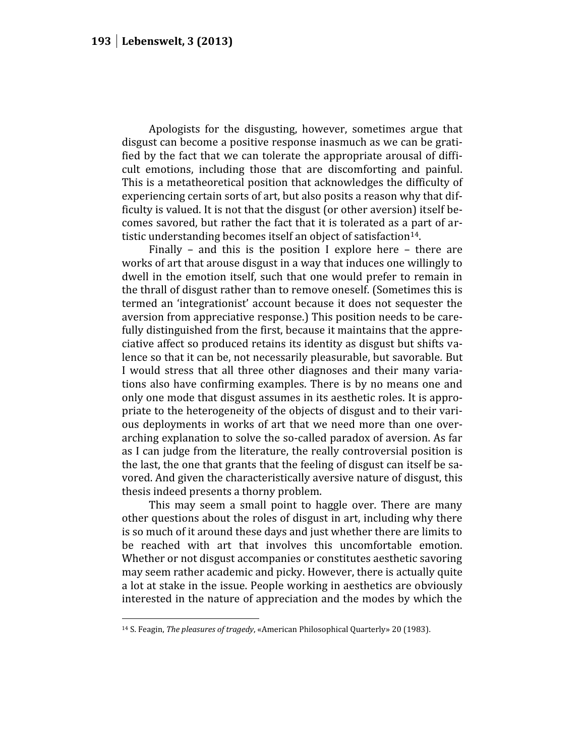Apologists for the disgusting, however, sometimes argue that disgust can become a positive response inasmuch as we can be gratified by the fact that we can tolerate the appropriate arousal of difficult emotions, including those that are discomforting and painful. This is a metatheoretical position that acknowledges the difficulty of experiencing certain sorts of art, but also posits a reason why that difficulty is valued. It is not that the disgust (or other aversion) itself becomes savored, but rather the fact that it is tolerated as a part of artistic understanding becomes itself an object of satisfaction[14].

Finally – and this is the position I explore here – there are works of art that arouse disgust in a way that induces one willingly to dwell in the emotion itself, such that one would prefer to remain in the thrall of disgust rather than to remove oneself. (Sometimes this is termed an 'integrationist' account because it does not sequester the aversion from appreciative response.) This position needs to be carefully distinguished from the first, because it maintains that the appreciative affect so produced retains its identity as disgust but shifts valence so that it can be, not necessarily pleasurable, but savorable. But I would stress that all three other diagnoses and their many variations also have confirming examples. There is by no means one and only one mode that disgust assumes in its aesthetic roles. It is appropriate to the heterogeneity of the objects of disgust and to their various deployments in works of art that we need more than one overarching explanation to solve the so-called paradox of aversion. As far as I can judge from the literature, the really controversial position is the last, the one that grants that the feeling of disgust can itself be savored. And given the characteristically aversive nature of disgust, this thesis indeed presents a thorny problem.

This may seem a small point to haggle over. There are many other questions about the roles of disgust in art, including why there is so much of it around these days and just whether there are limits to be reached with art that involves this uncomfortable emotion. Whether or not disgust accompanies or constitutes aesthetic savoring may seem rather academic and picky. However, there is actually quite a lot at stake in the issue. People working in aesthetics are obviously interested in the nature of appreciation and the modes by which the

---

[14] S. Feagin, *The pleasures of tragedy*, «American Philosophical Quarterly» 20 (1983).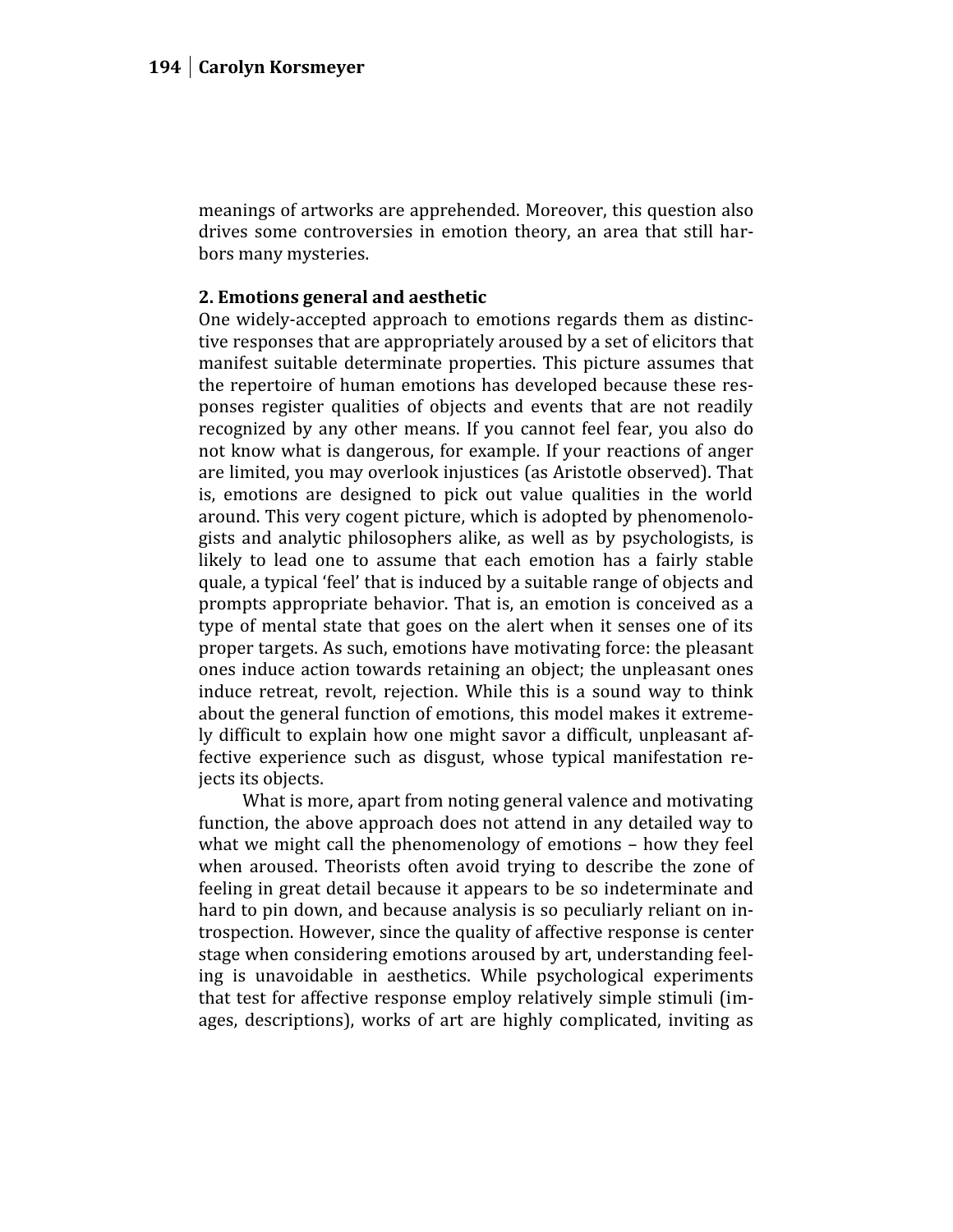meanings of artworks are apprehended. Moreover, this question also drives some controversies in emotion theory, an area that still harbors many mysteries.

## 2. Emotions general and aesthetic

One widely-accepted approach to emotions regards them as distinctive responses that are appropriately aroused by a set of elicitors that manifest suitable determinate properties. This picture assumes that the repertoire of human emotions has developed because these responses register qualities of objects and events that are not readily recognized by any other means. If you cannot feel fear, you also do not know what is dangerous, for example. If your reactions of anger are limited, you may overlook injustices (as Aristotle observed). That is, emotions are designed to pick out value qualities in the world around. This very cogent picture, which is adopted by phenomenologists and analytic philosophers alike, as well as by psychologists, is likely to lead one to assume that each emotion has a fairly stable quale, a typical 'feel' that is induced by a suitable range of objects and prompts appropriate behavior. That is, an emotion is conceived as a type of mental state that goes on the alert when it senses one of its proper targets. As such, emotions have motivating force: the pleasant ones induce action towards retaining an object; the unpleasant ones induce retreat, revolt, rejection. While this is a sound way to think about the general function of emotions, this model makes it extremely difficult to explain how one might savor a difficult, unpleasant affective experience such as disgust, whose typical manifestation rejects its objects.

What is more, apart from noting general valence and motivating function, the above approach does not attend in any detailed way to what we might call the phenomenology of emotions – how they feel when aroused. Theorists often avoid trying to describe the zone of feeling in great detail because it appears to be so indeterminate and hard to pin down, and because analysis is so peculiarly reliant on introspection. However, since the quality of affective response is center stage when considering emotions aroused by art, understanding feeling is unavoidable in aesthetics. While psychological experiments that test for affective response employ relatively simple stimuli (images, descriptions), works of art are highly complicated, inviting as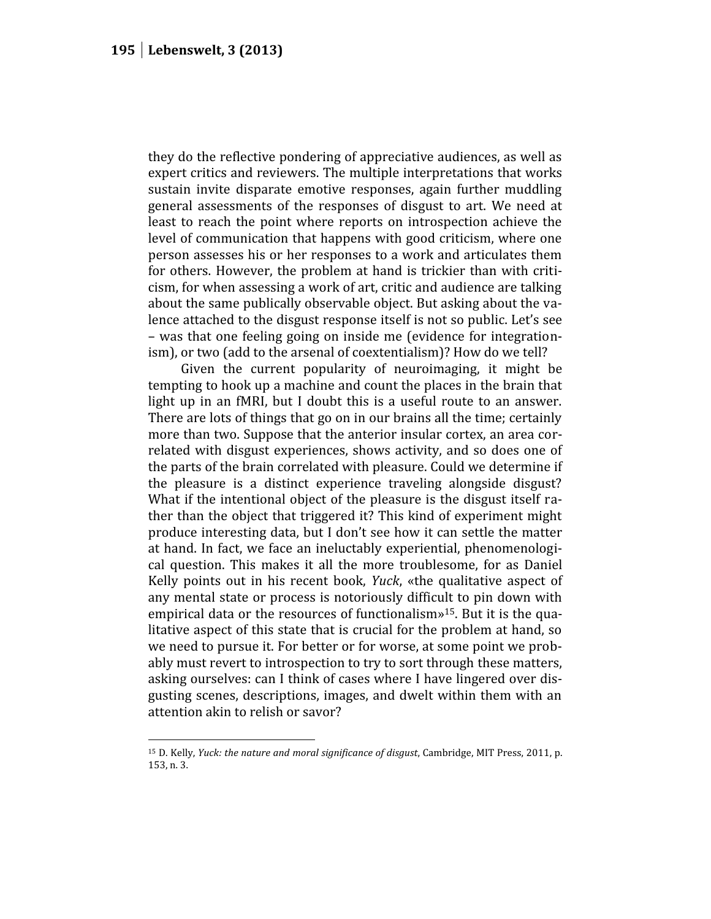they do the reflective pondering of appreciative audiences, as well as expert critics and reviewers. The multiple interpretations that works sustain invite disparate emotive responses, again further muddling general assessments of the responses of disgust to art. We need at least to reach the point where reports on introspection achieve the level of communication that happens with good criticism, where one person assesses his or her responses to a work and articulates them for others. However, the problem at hand is trickier than with criticism, for when assessing a work of art, critic and audience are talking about the same publically observable object. But asking about the valence attached to the disgust response itself is not so public. Let's see – was that one feeling going on inside me (evidence for integrationism), or two (add to the arsenal of coextentialism)? How do we tell?

Given the current popularity of neuroimaging, it might be tempting to hook up a machine and count the places in the brain that light up in an fMRI, but I doubt this is a useful route to an answer. There are lots of things that go on in our brains all the time; certainly more than two. Suppose that the anterior insular cortex, an area correlated with disgust experiences, shows activity, and so does one of the parts of the brain correlated with pleasure. Could we determine if the pleasure is a distinct experience traveling alongside disgust? What if the intentional object of the pleasure is the disgust itself rather than the object that triggered it? This kind of experiment might produce interesting data, but I don't see how it can settle the matter at hand. In fact, we face an ineluctably experiential, phenomenological question. This makes it all the more troublesome, for as Daniel Kelly points out in his recent book, *Yuck*, «the qualitative aspect of any mental state or process is notoriously difficult to pin down with empirical data or the resources of functionalism»[15]. But it is the qualitative aspect of this state that is crucial for the problem at hand, so we need to pursue it. For better or for worse, at some point we probably must revert to introspection to try to sort through these matters, asking ourselves: can I think of cases where I have lingered over disgusting scenes, descriptions, images, and dwelt within them with an attention akin to relish or savor?

---

[15] D. Kelly, *Yuck: the nature and moral significance of disgust*, Cambridge, MIT Press, 2011, p. 153, n. 3.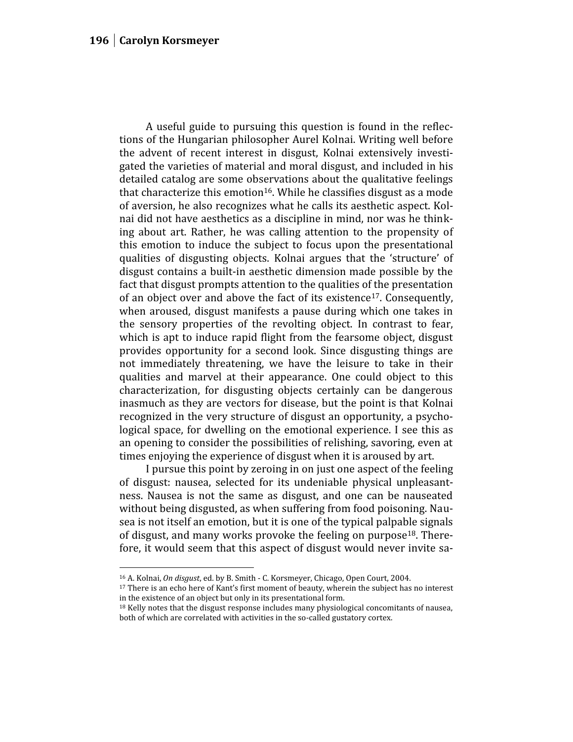A useful guide to pursuing this question is found in the reflections of the Hungarian philosopher Aurel Kolnai. Writing well before the advent of recent interest in disgust, Kolnai extensively investigated the varieties of material and moral disgust, and included in his detailed catalog are some observations about the qualitative feelings that characterize this emotion[16]. While he classifies disgust as a mode of aversion, he also recognizes what he calls its aesthetic aspect. Kolnai did not have aesthetics as a discipline in mind, nor was he thinking about art. Rather, he was calling attention to the propensity of this emotion to induce the subject to focus upon the presentational qualities of disgusting objects. Kolnai argues that the 'structure' of disgust contains a built-in aesthetic dimension made possible by the fact that disgust prompts attention to the qualities of the presentation of an object over and above the fact of its existence[17]. Consequently, when aroused, disgust manifests a pause during which one takes in the sensory properties of the revolting object. In contrast to fear, which is apt to induce rapid flight from the fearsome object, disgust provides opportunity for a second look. Since disgusting things are not immediately threatening, we have the leisure to take in their qualities and marvel at their appearance. One could object to this characterization, for disgusting objects certainly can be dangerous inasmuch as they are vectors for disease, but the point is that Kolnai recognized in the very structure of disgust an opportunity, a psychological space, for dwelling on the emotional experience. I see this as an opening to consider the possibilities of relishing, savoring, even at times enjoying the experience of disgust when it is aroused by art.

I pursue this point by zeroing in on just one aspect of the feeling of disgust: nausea, selected for its undeniable physical unpleasantness. Nausea is not the same as disgust, and one can be nauseated without being disgusted, as when suffering from food poisoning. Nausea is not itself an emotion, but it is one of the typical palpable signals of disgust, and many works provoke the feeling on purpose[18]. Therefore, it would seem that this aspect of disgust would never invite sa-

---

[16] A. Kolnai, *On disgust*, ed. by B. Smith - C. Korsmeyer, Chicago, Open Court, 2004.

[17] There is an echo here of Kant's first moment of beauty, wherein the subject has no interest in the existence of an object but only in its presentational form.

[18] Kelly notes that the disgust response includes many physiological concomitants of nausea, both of which are correlated with activities in the so-called gustatory cortex.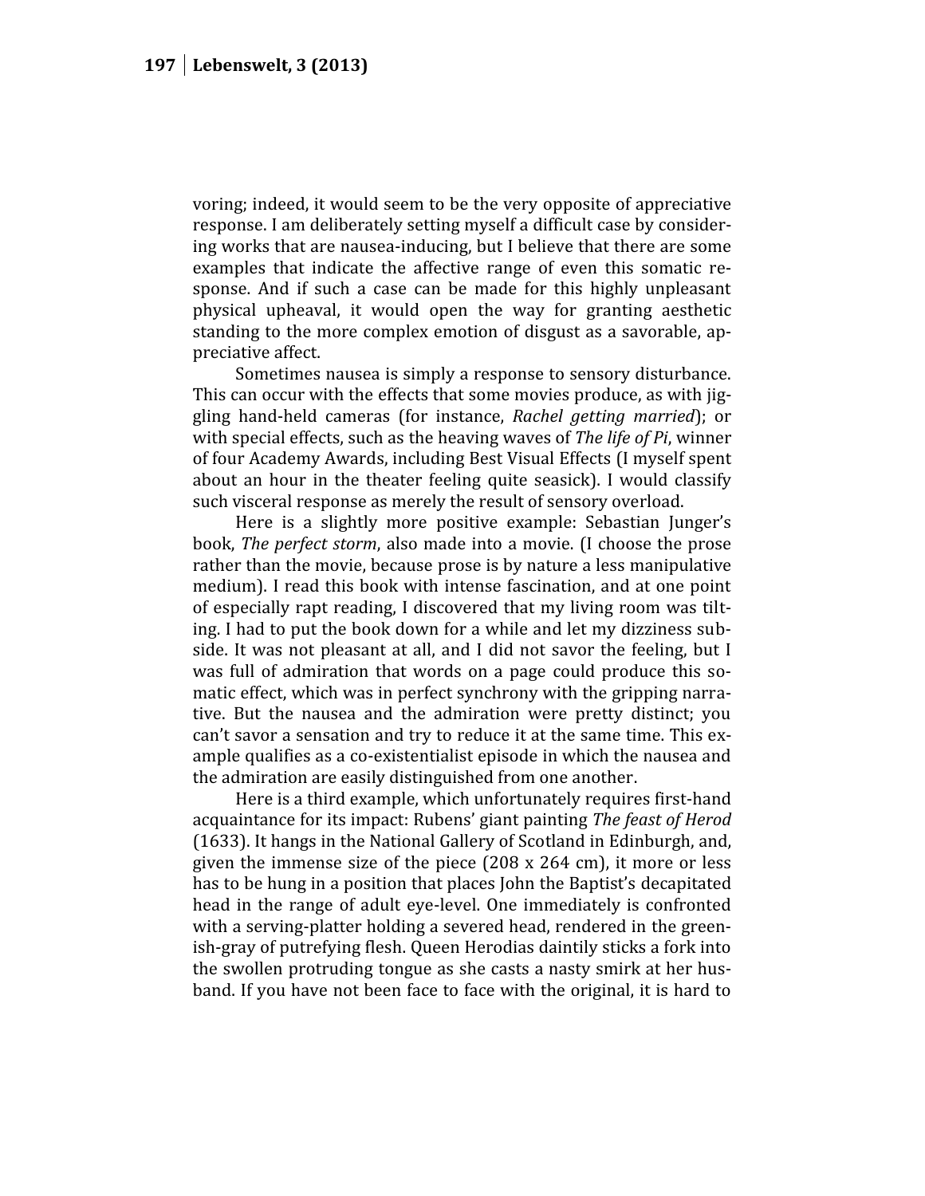voring; indeed, it would seem to be the very opposite of appreciative response. I am deliberately setting myself a difficult case by considering works that are nausea-inducing, but I believe that there are some examples that indicate the affective range of even this somatic response. And if such a case can be made for this highly unpleasant physical upheaval, it would open the way for granting aesthetic standing to the more complex emotion of disgust as a savorable, appreciative affect.

Sometimes nausea is simply a response to sensory disturbance. This can occur with the effects that some movies produce, as with jiggling hand-held cameras (for instance, *Rachel getting married*); or with special effects, such as the heaving waves of *The life of Pi*, winner of four Academy Awards, including Best Visual Effects (I myself spent about an hour in the theater feeling quite seasick). I would classify such visceral response as merely the result of sensory overload.

Here is a slightly more positive example: Sebastian Junger's book, *The perfect storm*, also made into a movie. (I choose the prose rather than the movie, because prose is by nature a less manipulative medium). I read this book with intense fascination, and at one point of especially rapt reading, I discovered that my living room was tilting. I had to put the book down for a while and let my dizziness subside. It was not pleasant at all, and I did not savor the feeling, but I was full of admiration that words on a page could produce this somatic effect, which was in perfect synchrony with the gripping narrative. But the nausea and the admiration were pretty distinct; you can't savor a sensation and try to reduce it at the same time. This example qualifies as a co-existentialist episode in which the nausea and the admiration are easily distinguished from one another.

Here is a third example, which unfortunately requires first-hand acquaintance for its impact: Rubens' giant painting *The feast of Herod* (1633). It hangs in the National Gallery of Scotland in Edinburgh, and, given the immense size of the piece (208 x 264 cm), it more or less has to be hung in a position that places John the Baptist's decapitated head in the range of adult eye-level. One immediately is confronted with a serving-platter holding a severed head, rendered in the greenish-gray of putrefying flesh. Queen Herodias daintily sticks a fork into the swollen protruding tongue as she casts a nasty smirk at her husband. If you have not been face to face with the original, it is hard to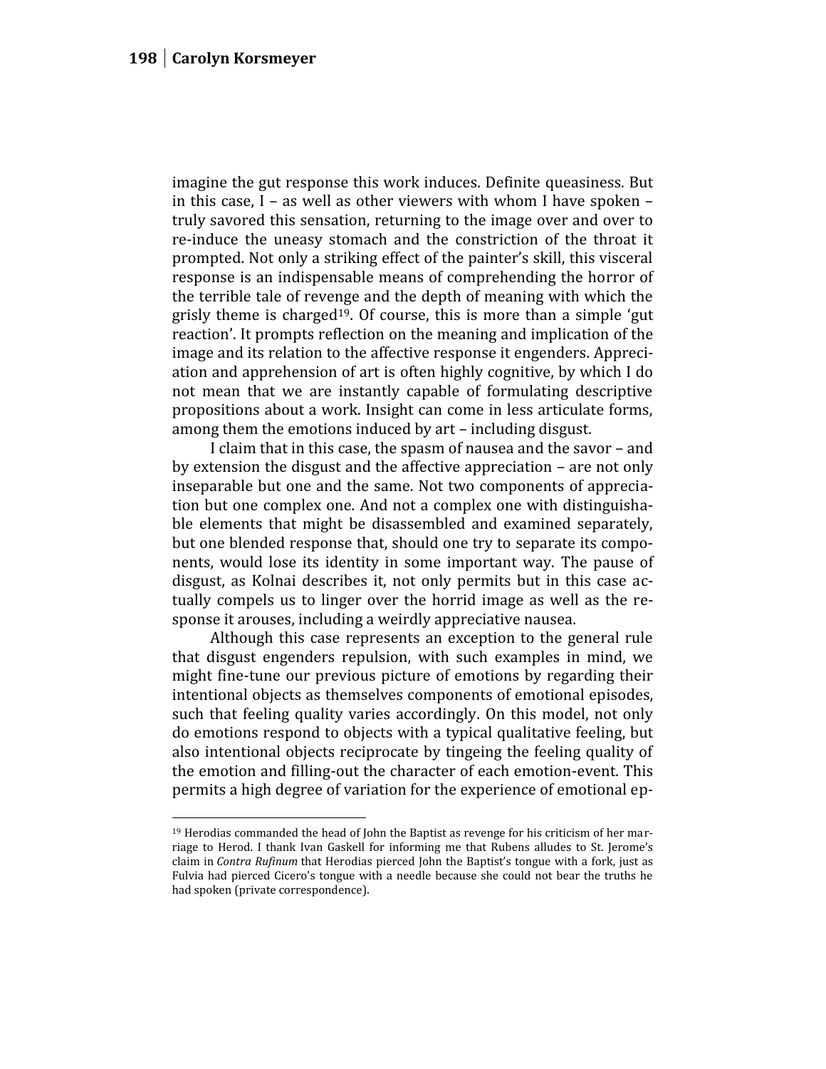imagine the gut response this work induces. Definite queasiness. But in this case, I – as well as other viewers with whom I have spoken – truly savored this sensation, returning to the image over and over to re-induce the uneasy stomach and the constriction of the throat it prompted. Not only a striking effect of the painter's skill, this visceral response is an indispensable means of comprehending the horror of the terrible tale of revenge and the depth of meaning with which the grisly theme is charged[19]. Of course, this is more than a simple 'gut reaction'. It prompts reflection on the meaning and implication of the image and its relation to the affective response it engenders. Appreciation and apprehension of art is often highly cognitive, by which I do not mean that we are instantly capable of formulating descriptive propositions about a work. Insight can come in less articulate forms, among them the emotions induced by art – including disgust.

I claim that in this case, the spasm of nausea and the savor – and by extension the disgust and the affective appreciation – are not only inseparable but one and the same. Not two components of appreciation but one complex one. And not a complex one with distinguishable elements that might be disassembled and examined separately, but one blended response that, should one try to separate its components, would lose its identity in some important way. The pause of disgust, as Kolnai describes it, not only permits but in this case actually compels us to linger over the horrid image as well as the response it arouses, including a weirdly appreciative nausea.

Although this case represents an exception to the general rule that disgust engenders repulsion, with such examples in mind, we might fine-tune our previous picture of emotions by regarding their intentional objects as themselves components of emotional episodes, such that feeling quality varies accordingly. On this model, not only do emotions respond to objects with a typical qualitative feeling, but also intentional objects reciprocate by tingeing the feeling quality of the emotion and filling-out the character of each emotion-event. This permits a high degree of variation for the experience of emotional ep-

---

[19] Herodias commanded the head of John the Baptist as revenge for his criticism of her marriage to Herod. I thank Ivan Gaskell for informing me that Rubens alludes to St. Jerome's claim in *Contra Rufinum* that Herodias pierced John the Baptist's tongue with a fork, just as Fulvia had pierced Cicero's tongue with a needle because she could not bear the truths he had spoken (private correspondence).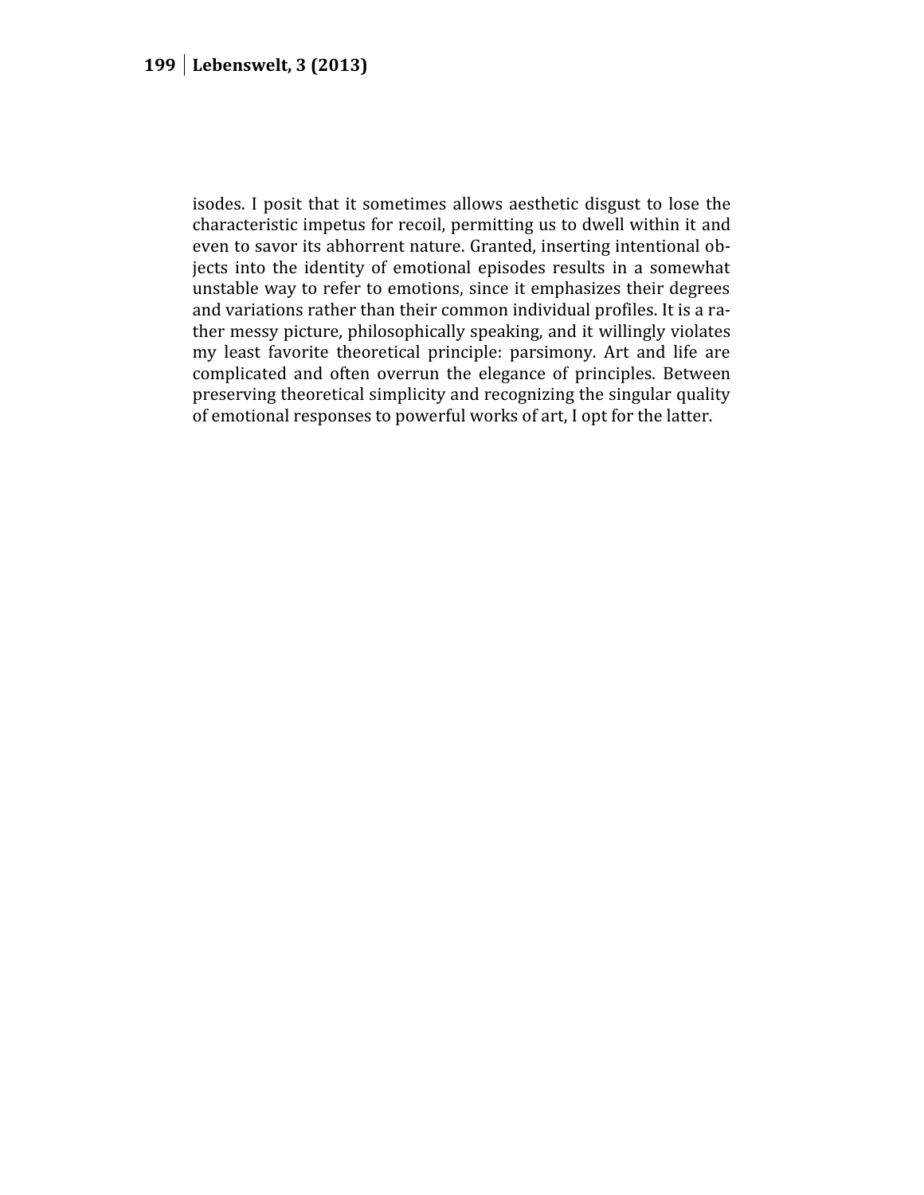isodes. I posit that it sometimes allows aesthetic disgust to lose the characteristic impetus for recoil, permitting us to dwell within it and even to savor its abhorrent nature. Granted, inserting intentional objects into the identity of emotional episodes results in a somewhat unstable way to refer to emotions, since it emphasizes their degrees and variations rather than their common individual profiles. It is a rather messy picture, philosophically speaking, and it willingly violates my least favorite theoretical principle: parsimony. Art and life are complicated and often overrun the elegance of principles. Between preserving theoretical simplicity and recognizing the singular quality of emotional responses to powerful works of art, I opt for the latter.